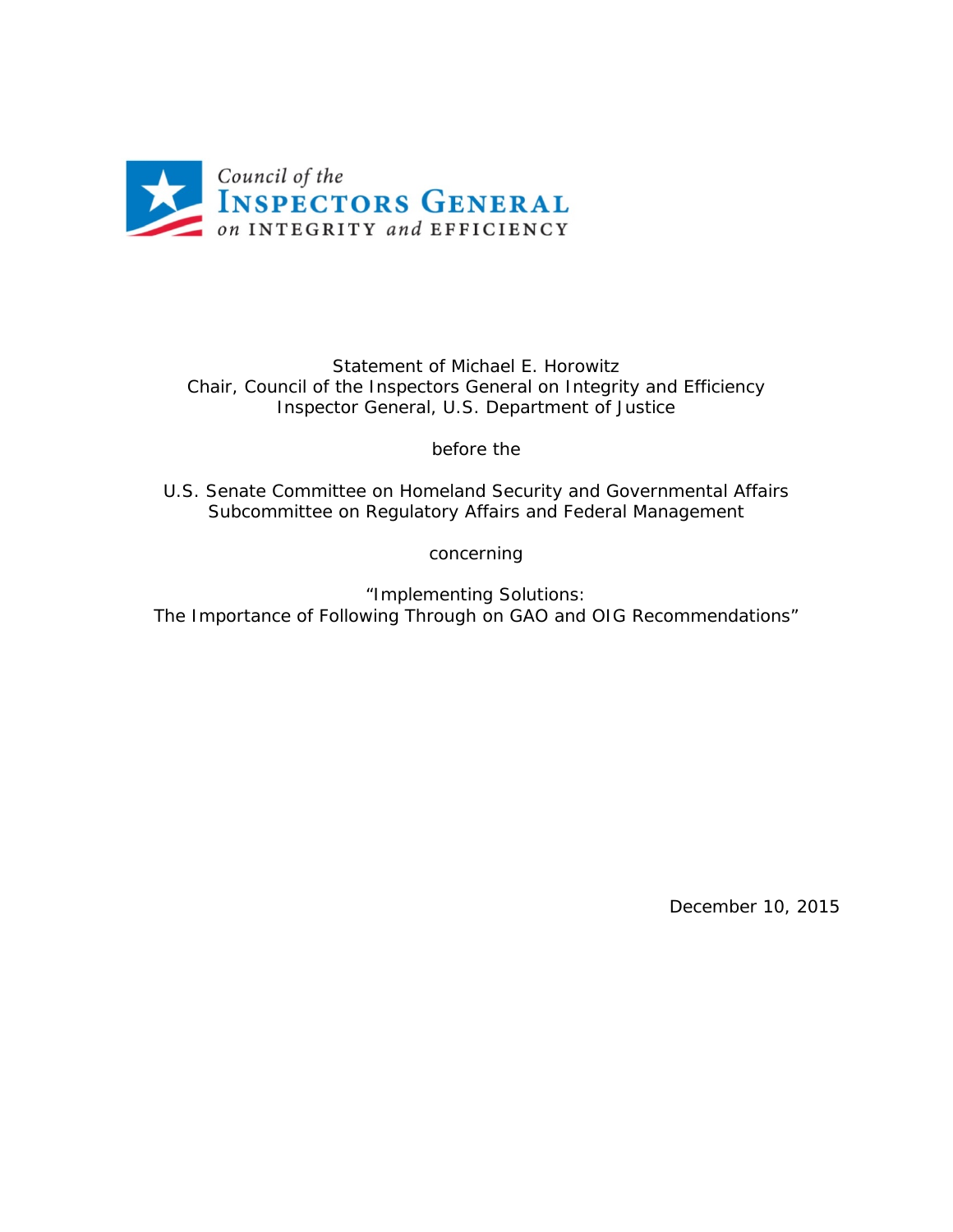Council of the
INSPECTORS GENERAL
on INTEGRITY and EFFICIENCY

Statement of Michael E. Horowitz
Chair, Council of the Inspectors General on Integrity and Efficiency
Inspector General, U.S. Department of Justice

before the

U.S. Senate Committee on Homeland Security and Governmental Affairs
Subcommittee on Regulatory Affairs and Federal Management

concerning

"Implementing Solutions:
The Importance of Following Through on GAO and OIG Recommendations"

December 10, 2015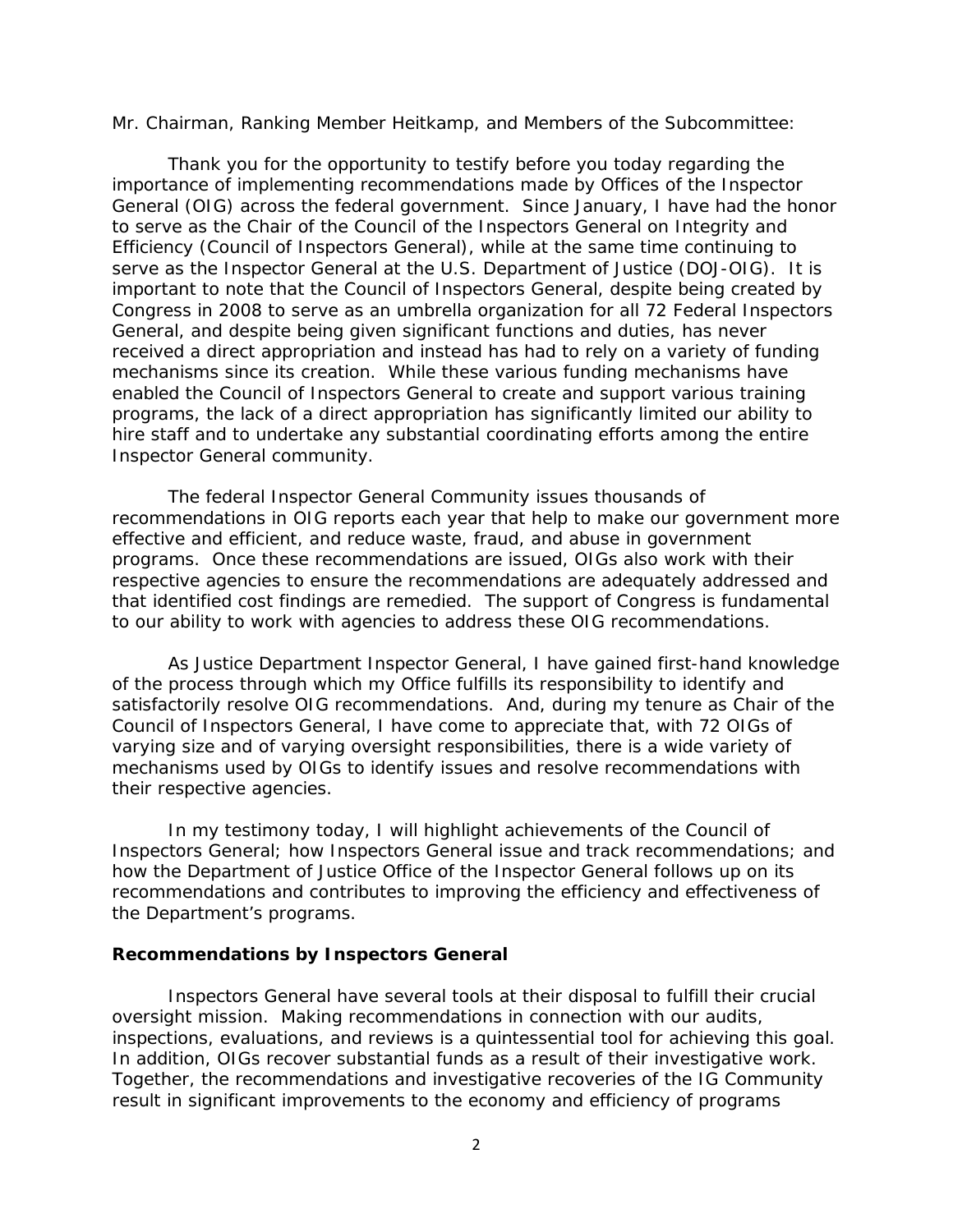Mr. Chairman, Ranking Member Heitkamp, and Members of the Subcommittee:

Thank you for the opportunity to testify before you today regarding the importance of implementing recommendations made by Offices of the Inspector General (OIG) across the federal government. Since January, I have had the honor to serve as the Chair of the Council of the Inspectors General on Integrity and Efficiency (Council of Inspectors General), while at the same time continuing to serve as the Inspector General at the U.S. Department of Justice (DOJ-OIG). It is important to note that the Council of Inspectors General, despite being created by Congress in 2008 to serve as an umbrella organization for all 72 Federal Inspectors General, and despite being given significant functions and duties, has never received a direct appropriation and instead has had to rely on a variety of funding mechanisms since its creation. While these various funding mechanisms have enabled the Council of Inspectors General to create and support various training programs, the lack of a direct appropriation has significantly limited our ability to hire staff and to undertake any substantial coordinating efforts among the entire Inspector General community.

The federal Inspector General Community issues thousands of recommendations in OIG reports each year that help to make our government more effective and efficient, and reduce waste, fraud, and abuse in government programs. Once these recommendations are issued, OIGs also work with their respective agencies to ensure the recommendations are adequately addressed and that identified cost findings are remedied. The support of Congress is fundamental to our ability to work with agencies to address these OIG recommendations.

As Justice Department Inspector General, I have gained first-hand knowledge of the process through which my Office fulfills its responsibility to identify and satisfactorily resolve OIG recommendations. And, during my tenure as Chair of the Council of Inspectors General, I have come to appreciate that, with 72 OIGs of varying size and of varying oversight responsibilities, there is a wide variety of mechanisms used by OIGs to identify issues and resolve recommendations with their respective agencies.

In my testimony today, I will highlight achievements of the Council of Inspectors General; how Inspectors General issue and track recommendations; and how the Department of Justice Office of the Inspector General follows up on its recommendations and contributes to improving the efficiency and effectiveness of the Department's programs.

**Recommendations by Inspectors General**

Inspectors General have several tools at their disposal to fulfill their crucial oversight mission. Making recommendations in connection with our audits, inspections, evaluations, and reviews is a quintessential tool for achieving this goal. In addition, OIGs recover substantial funds as a result of their investigative work. Together, the recommendations and investigative recoveries of the IG Community result in significant improvements to the economy and efficiency of programs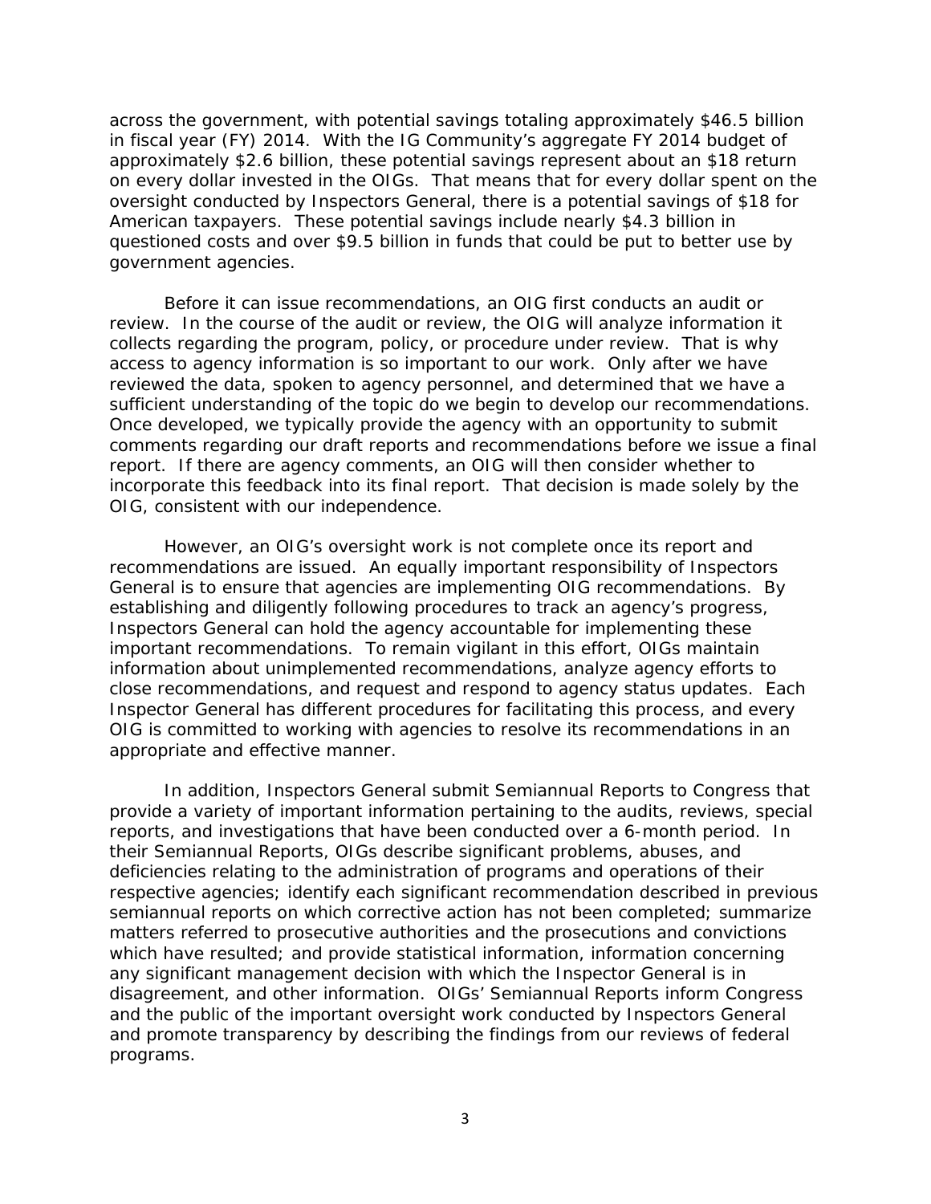across the government, with potential savings totaling approximately $46.5 billion in fiscal year (FY) 2014. With the IG Community's aggregate FY 2014 budget of approximately $2.6 billion, these potential savings represent about an $18 return on every dollar invested in the OIGs. That means that for every dollar spent on the oversight conducted by Inspectors General, there is a potential savings of $18 for American taxpayers. These potential savings include nearly $4.3 billion in questioned costs and over $9.5 billion in funds that could be put to better use by government agencies.

Before it can issue recommendations, an OIG first conducts an audit or review. In the course of the audit or review, the OIG will analyze information it collects regarding the program, policy, or procedure under review. That is why access to agency information is so important to our work. Only after we have reviewed the data, spoken to agency personnel, and determined that we have a sufficient understanding of the topic do we begin to develop our recommendations. Once developed, we typically provide the agency with an opportunity to submit comments regarding our draft reports and recommendations before we issue a final report. If there are agency comments, an OIG will then consider whether to incorporate this feedback into its final report. That decision is made solely by the OIG, consistent with our independence.

However, an OIG's oversight work is not complete once its report and recommendations are issued. An equally important responsibility of Inspectors General is to ensure that agencies are implementing OIG recommendations. By establishing and diligently following procedures to track an agency's progress, Inspectors General can hold the agency accountable for implementing these important recommendations. To remain vigilant in this effort, OIGs maintain information about unimplemented recommendations, analyze agency efforts to close recommendations, and request and respond to agency status updates. Each Inspector General has different procedures for facilitating this process, and every OIG is committed to working with agencies to resolve its recommendations in an appropriate and effective manner.

In addition, Inspectors General submit Semiannual Reports to Congress that provide a variety of important information pertaining to the audits, reviews, special reports, and investigations that have been conducted over a 6-month period. In their Semiannual Reports, OIGs describe significant problems, abuses, and deficiencies relating to the administration of programs and operations of their respective agencies; identify each significant recommendation described in previous semiannual reports on which corrective action has not been completed; summarize matters referred to prosecutive authorities and the prosecutions and convictions which have resulted; and provide statistical information, information concerning any significant management decision with which the Inspector General is in disagreement, and other information. OIGs' Semiannual Reports inform Congress and the public of the important oversight work conducted by Inspectors General and promote transparency by describing the findings from our reviews of federal programs.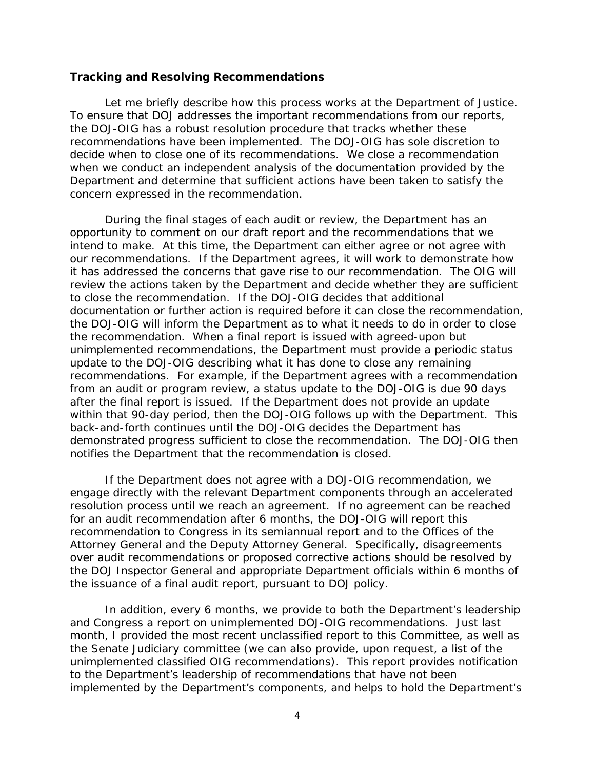**Tracking and Resolving Recommendations**

Let me briefly describe how this process works at the Department of Justice. To ensure that DOJ addresses the important recommendations from our reports, the DOJ-OIG has a robust resolution procedure that tracks whether these recommendations have been implemented. The DOJ-OIG has sole discretion to decide when to close one of its recommendations. We close a recommendation when we conduct an independent analysis of the documentation provided by the Department and determine that sufficient actions have been taken to satisfy the concern expressed in the recommendation.

During the final stages of each audit or review, the Department has an opportunity to comment on our draft report and the recommendations that we intend to make. At this time, the Department can either agree or not agree with our recommendations. If the Department agrees, it will work to demonstrate how it has addressed the concerns that gave rise to our recommendation. The OIG will review the actions taken by the Department and decide whether they are sufficient to close the recommendation. If the DOJ-OIG decides that additional documentation or further action is required before it can close the recommendation, the DOJ-OIG will inform the Department as to what it needs to do in order to close the recommendation. When a final report is issued with agreed-upon but unimplemented recommendations, the Department must provide a periodic status update to the DOJ-OIG describing what it has done to close any remaining recommendations. For example, if the Department agrees with a recommendation from an audit or program review, a status update to the DOJ-OIG is due 90 days after the final report is issued. If the Department does not provide an update within that 90-day period, then the DOJ-OIG follows up with the Department. This back-and-forth continues until the DOJ-OIG decides the Department has demonstrated progress sufficient to close the recommendation. The DOJ-OIG then notifies the Department that the recommendation is closed.

If the Department does not agree with a DOJ-OIG recommendation, we engage directly with the relevant Department components through an accelerated resolution process until we reach an agreement. If no agreement can be reached for an audit recommendation after 6 months, the DOJ-OIG will report this recommendation to Congress in its semiannual report and to the Offices of the Attorney General and the Deputy Attorney General. Specifically, disagreements over audit recommendations or proposed corrective actions should be resolved by the DOJ Inspector General and appropriate Department officials within 6 months of the issuance of a final audit report, pursuant to DOJ policy.

In addition, every 6 months, we provide to both the Department's leadership and Congress a report on unimplemented DOJ-OIG recommendations. Just last month, I provided the most recent unclassified report to this Committee, as well as the Senate Judiciary committee (we can also provide, upon request, a list of the unimplemented classified OIG recommendations). This report provides notification to the Department's leadership of recommendations that have not been implemented by the Department's components, and helps to hold the Department's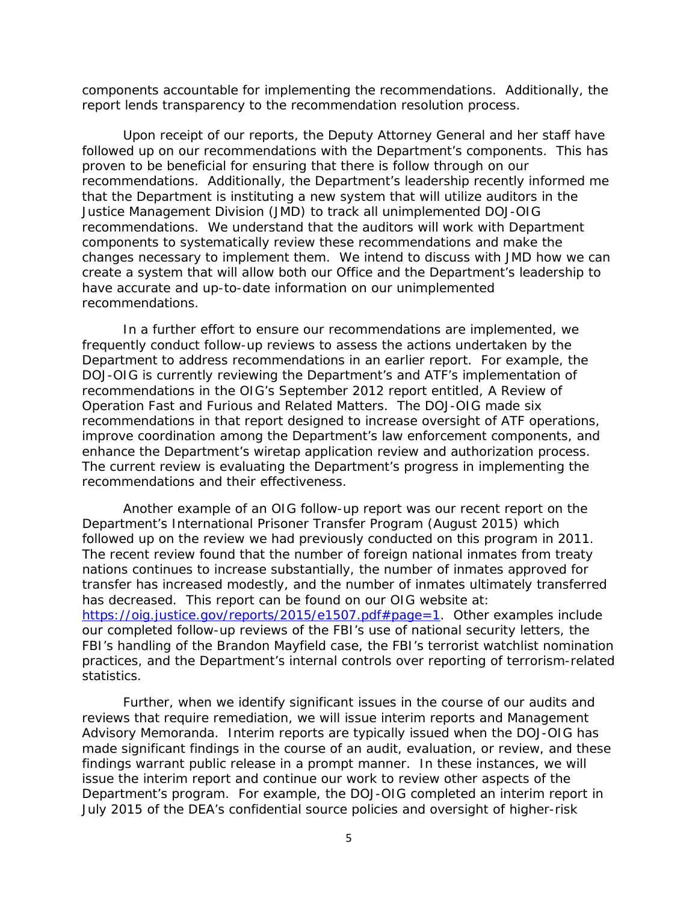components accountable for implementing the recommendations. Additionally, the report lends transparency to the recommendation resolution process.

Upon receipt of our reports, the Deputy Attorney General and her staff have followed up on our recommendations with the Department's components. This has proven to be beneficial for ensuring that there is follow through on our recommendations. Additionally, the Department's leadership recently informed me that the Department is instituting a new system that will utilize auditors in the Justice Management Division (JMD) to track all unimplemented DOJ-OIG recommendations. We understand that the auditors will work with Department components to systematically review these recommendations and make the changes necessary to implement them. We intend to discuss with JMD how we can create a system that will allow both our Office and the Department's leadership to have accurate and up-to-date information on our unimplemented recommendations.

In a further effort to ensure our recommendations are implemented, we frequently conduct follow-up reviews to assess the actions undertaken by the Department to address recommendations in an earlier report. For example, the DOJ-OIG is currently reviewing the Department's and ATF's implementation of recommendations in the OIG's September 2012 report entitled, A Review of Operation Fast and Furious and Related Matters. The DOJ-OIG made six recommendations in that report designed to increase oversight of ATF operations, improve coordination among the Department's law enforcement components, and enhance the Department's wiretap application review and authorization process. The current review is evaluating the Department's progress in implementing the recommendations and their effectiveness.

Another example of an OIG follow-up report was our recent report on the Department's International Prisoner Transfer Program (August 2015) which followed up on the review we had previously conducted on this program in 2011. The recent review found that the number of foreign national inmates from treaty nations continues to increase substantially, the number of inmates approved for transfer has increased modestly, and the number of inmates ultimately transferred has decreased. This report can be found on our OIG website at: [https://oig.justice.gov/reports/2015/e1507.pdf#page=1](https://oig.justice.gov/reports/2015/e1507.pdf#page=1). Other examples include our completed follow-up reviews of the FBI's use of national security letters, the FBI's handling of the Brandon Mayfield case, the FBI's terrorist watchlist nomination practices, and the Department's internal controls over reporting of terrorism-related statistics.

Further, when we identify significant issues in the course of our audits and reviews that require remediation, we will issue interim reports and Management Advisory Memoranda. Interim reports are typically issued when the DOJ-OIG has made significant findings in the course of an audit, evaluation, or review, and these findings warrant public release in a prompt manner. In these instances, we will issue the interim report and continue our work to review other aspects of the Department's program. For example, the DOJ-OIG completed an interim report in July 2015 of the DEA's confidential source policies and oversight of higher-risk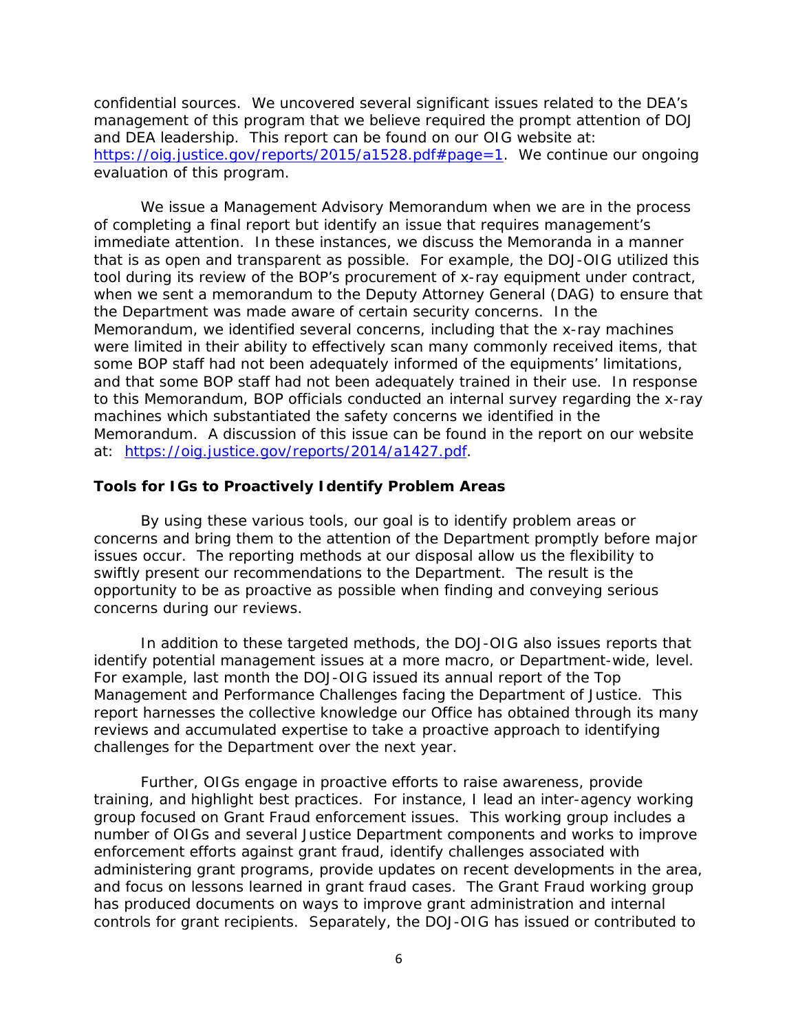confidential sources. We uncovered several significant issues related to the DEA's management of this program that we believe required the prompt attention of DOJ and DEA leadership. This report can be found on our OIG website at: https://oig.justice.gov/reports/2015/a1528.pdf#page=1. We continue our ongoing evaluation of this program.

We issue a Management Advisory Memorandum when we are in the process of completing a final report but identify an issue that requires management's immediate attention. In these instances, we discuss the Memoranda in a manner that is as open and transparent as possible. For example, the DOJ-OIG utilized this tool during its review of the BOP's procurement of x-ray equipment under contract, when we sent a memorandum to the Deputy Attorney General (DAG) to ensure that the Department was made aware of certain security concerns. In the Memorandum, we identified several concerns, including that the x-ray machines were limited in their ability to effectively scan many commonly received items, that some BOP staff had not been adequately informed of the equipments' limitations, and that some BOP staff had not been adequately trained in their use. In response to this Memorandum, BOP officials conducted an internal survey regarding the x-ray machines which substantiated the safety concerns we identified in the Memorandum. A discussion of this issue can be found in the report on our website at: https://oig.justice.gov/reports/2014/a1427.pdf.

**Tools for IGs to Proactively Identify Problem Areas**

By using these various tools, our goal is to identify problem areas or concerns and bring them to the attention of the Department promptly before major issues occur. The reporting methods at our disposal allow us the flexibility to swiftly present our recommendations to the Department. The result is the opportunity to be as proactive as possible when finding and conveying serious concerns during our reviews.

In addition to these targeted methods, the DOJ-OIG also issues reports that identify potential management issues at a more macro, or Department-wide, level. For example, last month the DOJ-OIG issued its annual report of the Top Management and Performance Challenges facing the Department of Justice. This report harnesses the collective knowledge our Office has obtained through its many reviews and accumulated expertise to take a proactive approach to identifying challenges for the Department over the next year.

Further, OIGs engage in proactive efforts to raise awareness, provide training, and highlight best practices. For instance, I lead an inter-agency working group focused on Grant Fraud enforcement issues. This working group includes a number of OIGs and several Justice Department components and works to improve enforcement efforts against grant fraud, identify challenges associated with administering grant programs, provide updates on recent developments in the area, and focus on lessons learned in grant fraud cases. The Grant Fraud working group has produced documents on ways to improve grant administration and internal controls for grant recipients. Separately, the DOJ-OIG has issued or contributed to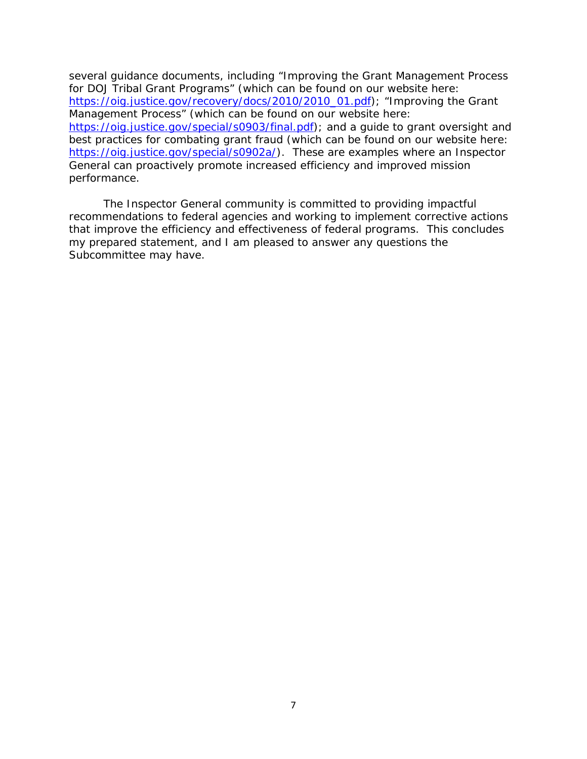several guidance documents, including "Improving the Grant Management Process for DOJ Tribal Grant Programs" (which can be found on our website here: https://oig.justice.gov/recovery/docs/2010/2010_01.pdf); "Improving the Grant Management Process" (which can be found on our website here: https://oig.justice.gov/special/s0903/final.pdf); and a guide to grant oversight and best practices for combating grant fraud (which can be found on our website here: https://oig.justice.gov/special/s0902a/). These are examples where an Inspector General can proactively promote increased efficiency and improved mission performance.

The Inspector General community is committed to providing impactful recommendations to federal agencies and working to implement corrective actions that improve the efficiency and effectiveness of federal programs. This concludes my prepared statement, and I am pleased to answer any questions the Subcommittee may have.